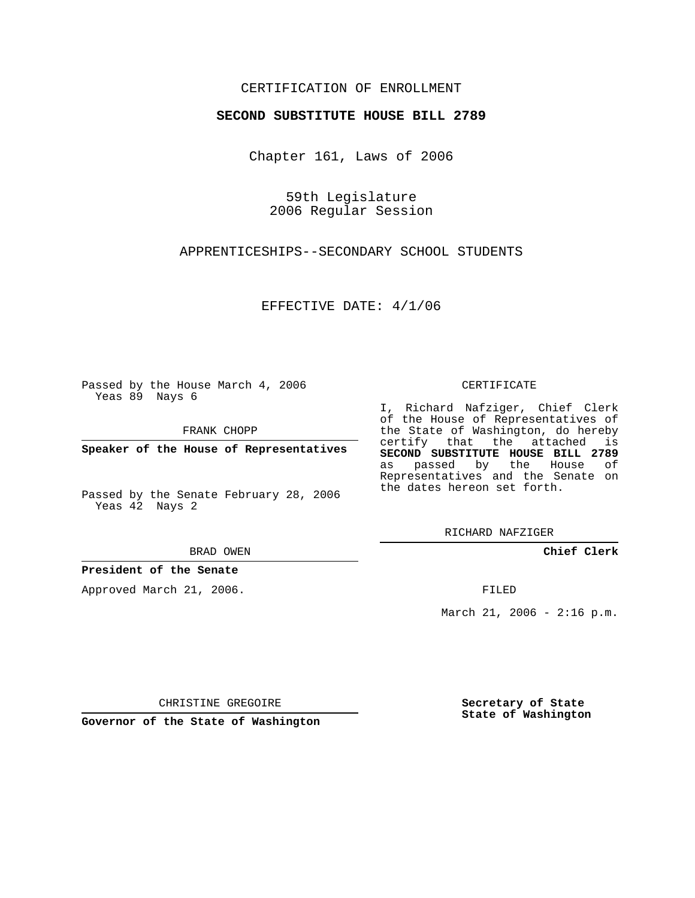CERTIFICATION OF ENROLLMENT

**SECOND SUBSTITUTE HOUSE BILL 2789**

Chapter 161, Laws of 2006

59th Legislature
2006 Regular Session

APPRENTICESHIPS--SECONDARY SCHOOL STUDENTS

EFFECTIVE DATE: 4/1/06

Passed by the House March 4, 2006
Yeas 89 Nays 6

FRANK CHOPP

**Speaker of the House of Representatives**

Passed by the Senate February 28, 2006
Yeas 42 Nays 2

BRAD OWEN

**President of the Senate**

Approved March 21, 2006.

CHRISTINE GREGOIRE

**Governor of the State of Washington**

CERTIFICATE

I, Richard Nafziger, Chief Clerk of the House of Representatives of the State of Washington, do hereby certify that the attached is **SECOND SUBSTITUTE HOUSE BILL 2789** as passed by the House of Representatives and the Senate on the dates hereon set forth.

RICHARD NAFZIGER

**Chief Clerk**

FILED

March 21, 2006 - 2:16 p.m.

**Secretary of State**
**State of Washington**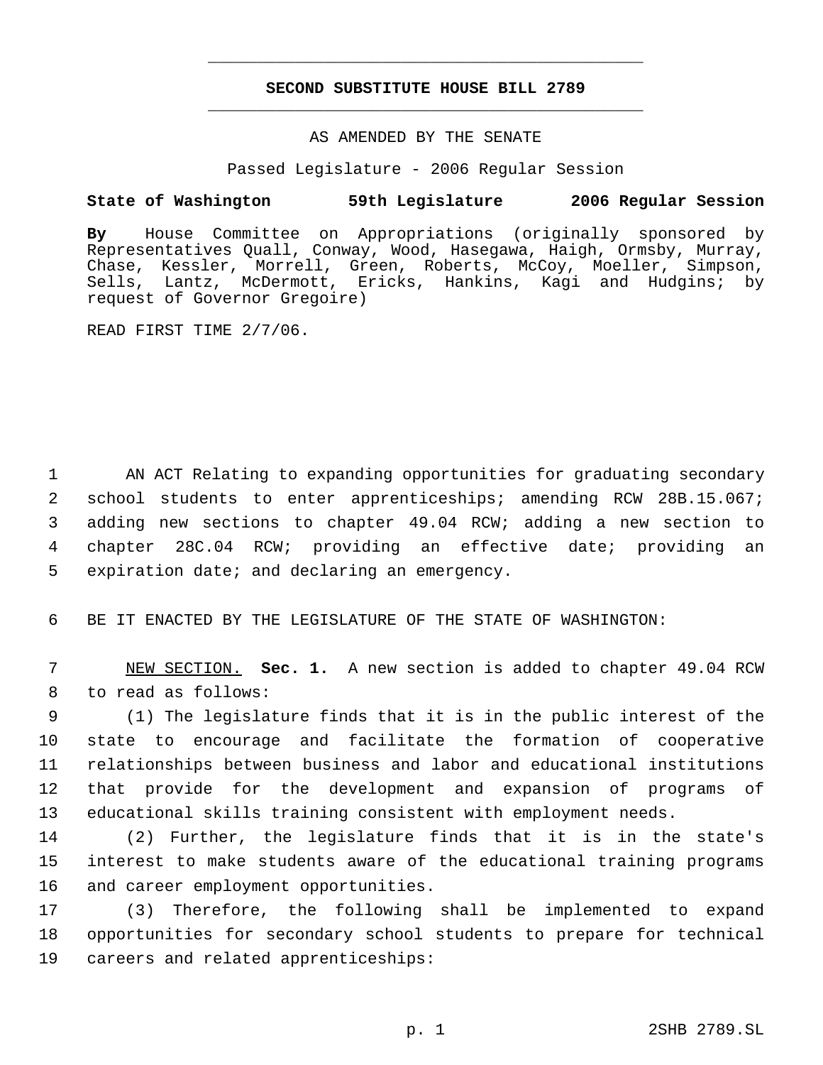# SECOND SUBSTITUTE HOUSE BILL 2789

AS AMENDED BY THE SENATE

Passed Legislature - 2006 Regular Session

**State of Washington 59th Legislature 2006 Regular Session**

**By** House Committee on Appropriations (originally sponsored by Representatives Quall, Conway, Wood, Hasegawa, Haigh, Ormsby, Murray, Chase, Kessler, Morrell, Green, Roberts, McCoy, Moeller, Simpson, Sells, Lantz, McDermott, Ericks, Hankins, Kagi and Hudgins; by request of Governor Gregoire)

READ FIRST TIME 2/7/06.

AN ACT Relating to expanding opportunities for graduating secondary school students to enter apprenticeships; amending RCW 28B.15.067; adding new sections to chapter 49.04 RCW; adding a new section to chapter 28C.04 RCW; providing an effective date; providing an expiration date; and declaring an emergency.

BE IT ENACTED BY THE LEGISLATURE OF THE STATE OF WASHINGTON:

NEW SECTION. **Sec. 1.** A new section is added to chapter 49.04 RCW to read as follows:

(1) The legislature finds that it is in the public interest of the state to encourage and facilitate the formation of cooperative relationships between business and labor and educational institutions that provide for the development and expansion of programs of educational skills training consistent with employment needs.

(2) Further, the legislature finds that it is in the state's interest to make students aware of the educational training programs and career employment opportunities.

(3) Therefore, the following shall be implemented to expand opportunities for secondary school students to prepare for technical careers and related apprenticeships: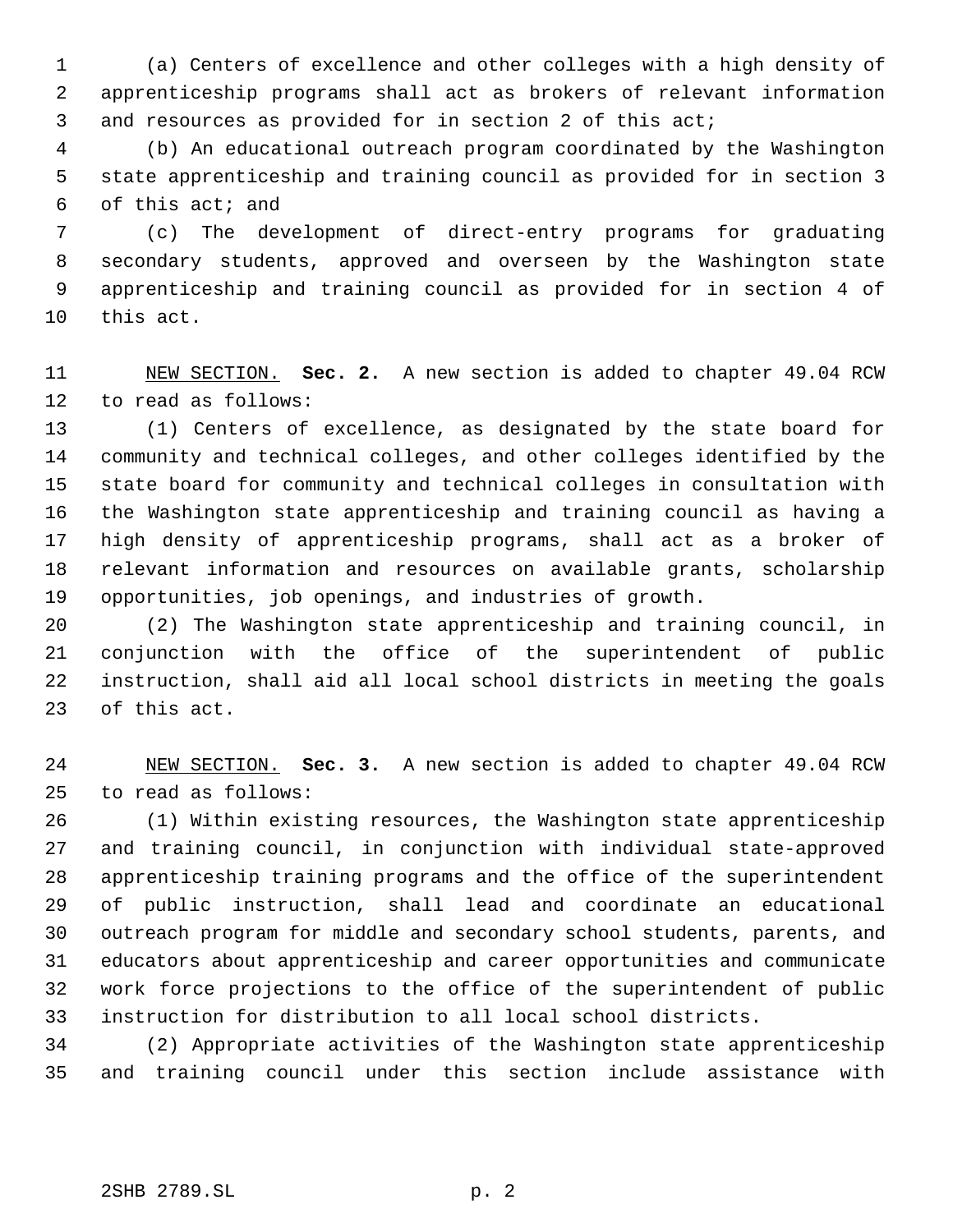(a) Centers of excellence and other colleges with a high density of apprenticeship programs shall act as brokers of relevant information and resources as provided for in section 2 of this act;

(b) An educational outreach program coordinated by the Washington state apprenticeship and training council as provided for in section 3 of this act; and

(c) The development of direct-entry programs for graduating secondary students, approved and overseen by the Washington state apprenticeship and training council as provided for in section 4 of this act.

NEW SECTION. **Sec. 2.** A new section is added to chapter 49.04 RCW to read as follows:

(1) Centers of excellence, as designated by the state board for community and technical colleges, and other colleges identified by the state board for community and technical colleges in consultation with the Washington state apprenticeship and training council as having a high density of apprenticeship programs, shall act as a broker of relevant information and resources on available grants, scholarship opportunities, job openings, and industries of growth.

(2) The Washington state apprenticeship and training council, in conjunction with the office of the superintendent of public instruction, shall aid all local school districts in meeting the goals of this act.

NEW SECTION. **Sec. 3.** A new section is added to chapter 49.04 RCW to read as follows:

(1) Within existing resources, the Washington state apprenticeship and training council, in conjunction with individual state-approved apprenticeship training programs and the office of the superintendent of public instruction, shall lead and coordinate an educational outreach program for middle and secondary school students, parents, and educators about apprenticeship and career opportunities and communicate work force projections to the office of the superintendent of public instruction for distribution to all local school districts.

(2) Appropriate activities of the Washington state apprenticeship and training council under this section include assistance with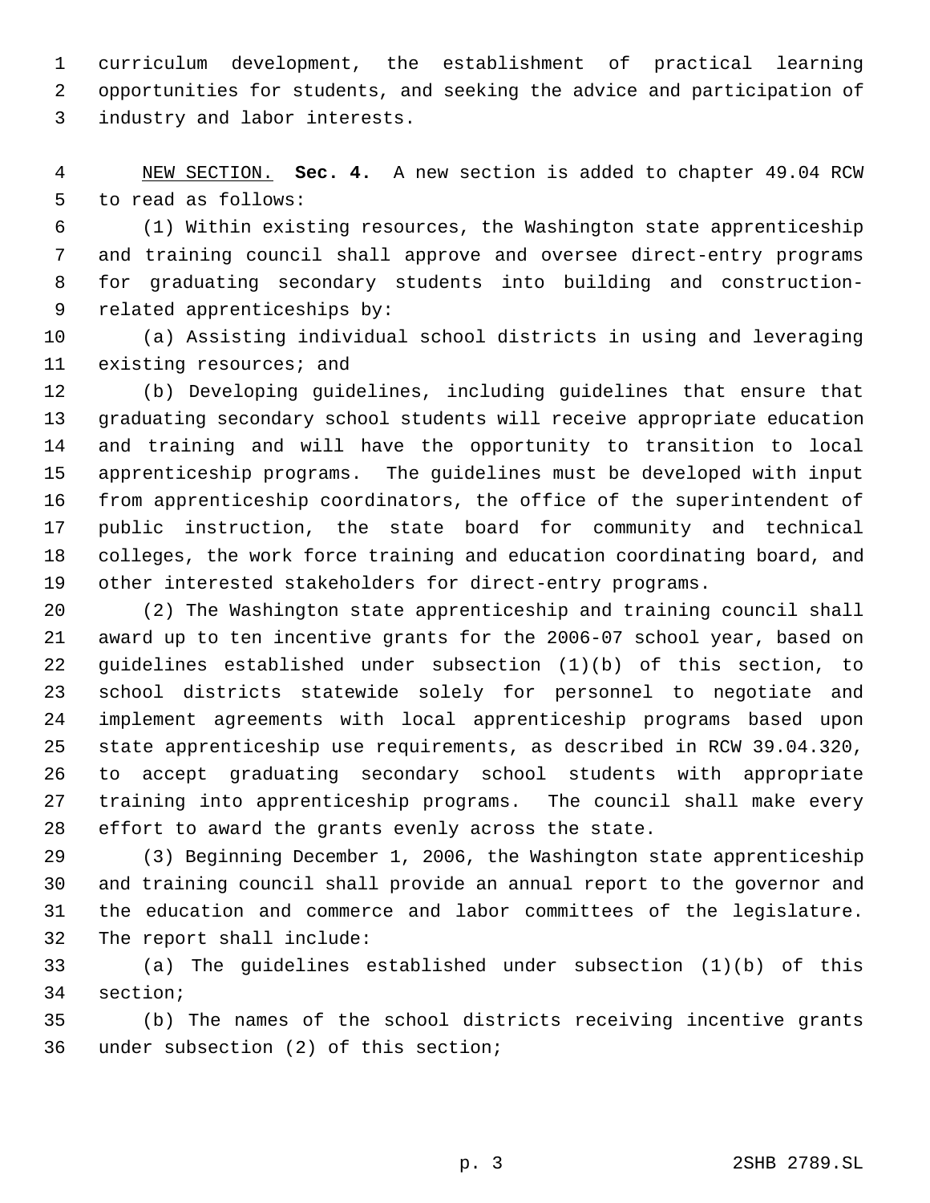curriculum development, the establishment of practical learning opportunities for students, and seeking the advice and participation of industry and labor interests.

NEW SECTION. **Sec. 4.** A new section is added to chapter 49.04 RCW to read as follows:

(1) Within existing resources, the Washington state apprenticeship and training council shall approve and oversee direct-entry programs for graduating secondary students into building and construction-related apprenticeships by:

(a) Assisting individual school districts in using and leveraging existing resources; and

(b) Developing guidelines, including guidelines that ensure that graduating secondary school students will receive appropriate education and training and will have the opportunity to transition to local apprenticeship programs. The guidelines must be developed with input from apprenticeship coordinators, the office of the superintendent of public instruction, the state board for community and technical colleges, the work force training and education coordinating board, and other interested stakeholders for direct-entry programs.

(2) The Washington state apprenticeship and training council shall award up to ten incentive grants for the 2006-07 school year, based on guidelines established under subsection (1)(b) of this section, to school districts statewide solely for personnel to negotiate and implement agreements with local apprenticeship programs based upon state apprenticeship use requirements, as described in RCW 39.04.320, to accept graduating secondary school students with appropriate training into apprenticeship programs. The council shall make every effort to award the grants evenly across the state.

(3) Beginning December 1, 2006, the Washington state apprenticeship and training council shall provide an annual report to the governor and the education and commerce and labor committees of the legislature. The report shall include:

(a) The guidelines established under subsection (1)(b) of this section;

(b) The names of the school districts receiving incentive grants under subsection (2) of this section;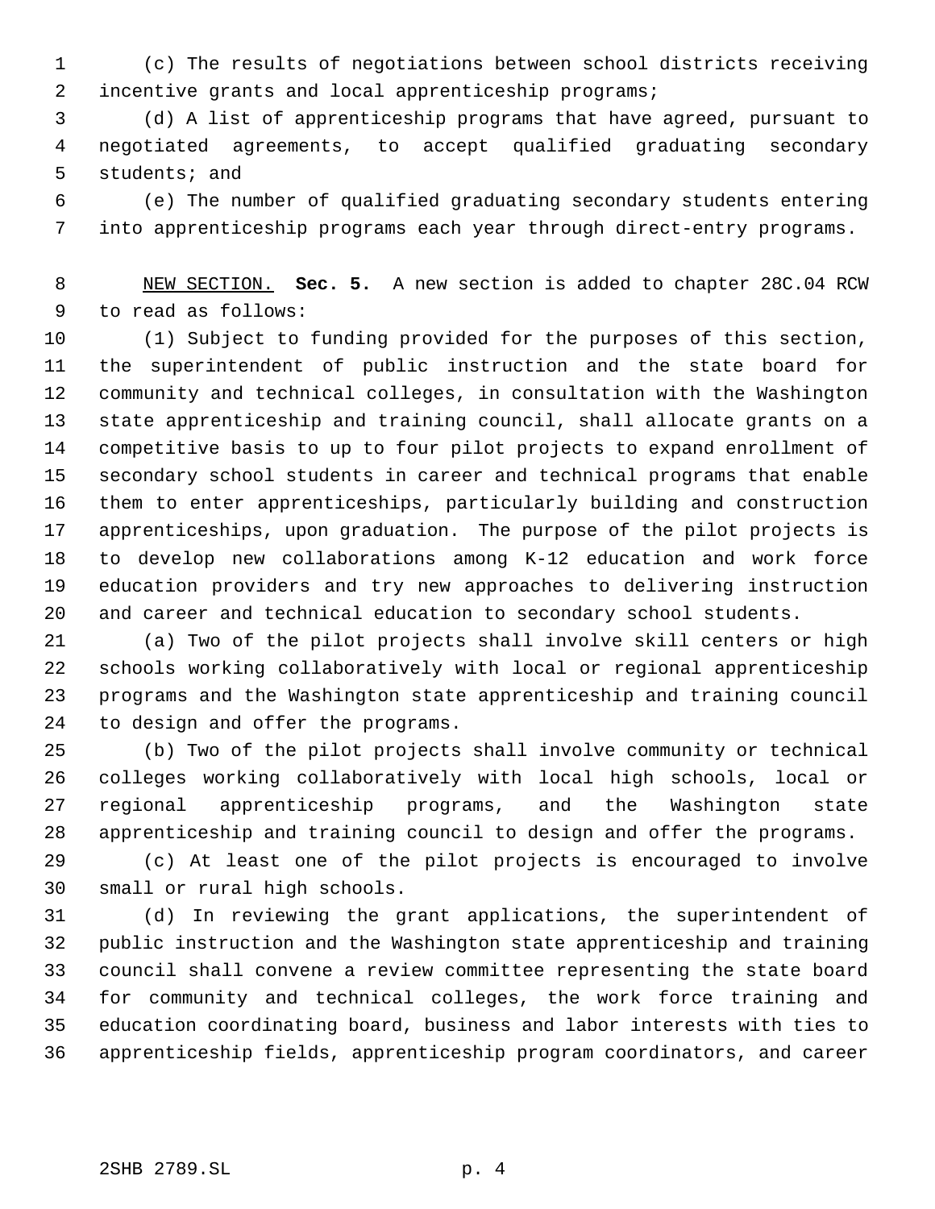(c) The results of negotiations between school districts receiving incentive grants and local apprenticeship programs;

(d) A list of apprenticeship programs that have agreed, pursuant to negotiated agreements, to accept qualified graduating secondary students; and

(e) The number of qualified graduating secondary students entering into apprenticeship programs each year through direct-entry programs.

NEW SECTION. **Sec. 5.** A new section is added to chapter 28C.04 RCW to read as follows:

(1) Subject to funding provided for the purposes of this section, the superintendent of public instruction and the state board for community and technical colleges, in consultation with the Washington state apprenticeship and training council, shall allocate grants on a competitive basis to up to four pilot projects to expand enrollment of secondary school students in career and technical programs that enable them to enter apprenticeships, particularly building and construction apprenticeships, upon graduation. The purpose of the pilot projects is to develop new collaborations among K-12 education and work force education providers and try new approaches to delivering instruction and career and technical education to secondary school students.

(a) Two of the pilot projects shall involve skill centers or high schools working collaboratively with local or regional apprenticeship programs and the Washington state apprenticeship and training council to design and offer the programs.

(b) Two of the pilot projects shall involve community or technical colleges working collaboratively with local high schools, local or regional apprenticeship programs, and the Washington state apprenticeship and training council to design and offer the programs.

(c) At least one of the pilot projects is encouraged to involve small or rural high schools.

(d) In reviewing the grant applications, the superintendent of public instruction and the Washington state apprenticeship and training council shall convene a review committee representing the state board for community and technical colleges, the work force training and education coordinating board, business and labor interests with ties to apprenticeship fields, apprenticeship program coordinators, and career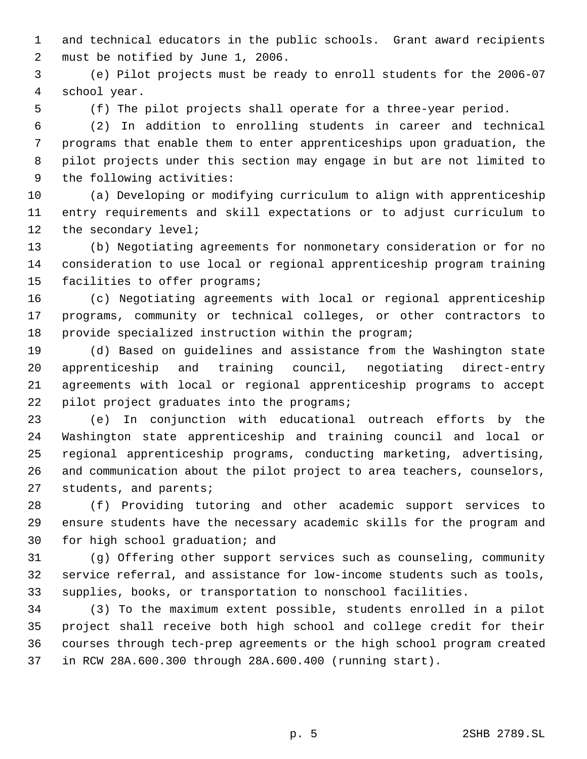and technical educators in the public schools. Grant award recipients must be notified by June 1, 2006.

(e) Pilot projects must be ready to enroll students for the 2006-07 school year.

(f) The pilot projects shall operate for a three-year period.

(2) In addition to enrolling students in career and technical programs that enable them to enter apprenticeships upon graduation, the pilot projects under this section may engage in but are not limited to the following activities:

(a) Developing or modifying curriculum to align with apprenticeship entry requirements and skill expectations or to adjust curriculum to the secondary level;

(b) Negotiating agreements for nonmonetary consideration or for no consideration to use local or regional apprenticeship program training facilities to offer programs;

(c) Negotiating agreements with local or regional apprenticeship programs, community or technical colleges, or other contractors to provide specialized instruction within the program;

(d) Based on guidelines and assistance from the Washington state apprenticeship and training council, negotiating direct-entry agreements with local or regional apprenticeship programs to accept pilot project graduates into the programs;

(e) In conjunction with educational outreach efforts by the Washington state apprenticeship and training council and local or regional apprenticeship programs, conducting marketing, advertising, and communication about the pilot project to area teachers, counselors, students, and parents;

(f) Providing tutoring and other academic support services to ensure students have the necessary academic skills for the program and for high school graduation; and

(g) Offering other support services such as counseling, community service referral, and assistance for low-income students such as tools, supplies, books, or transportation to nonschool facilities.

(3) To the maximum extent possible, students enrolled in a pilot project shall receive both high school and college credit for their courses through tech-prep agreements or the high school program created in RCW 28A.600.300 through 28A.600.400 (running start).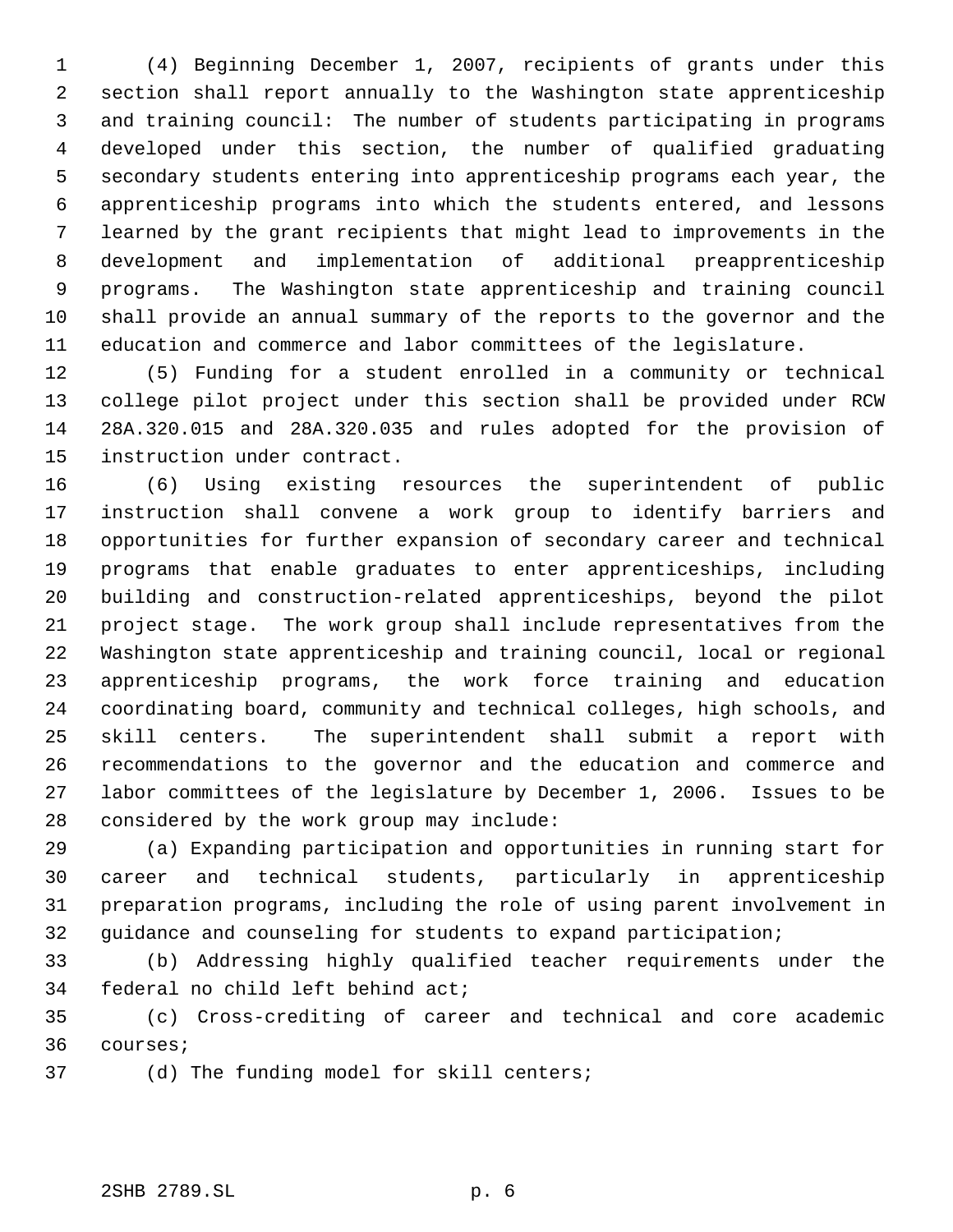(4) Beginning December 1, 2007, recipients of grants under this section shall report annually to the Washington state apprenticeship and training council: The number of students participating in programs developed under this section, the number of qualified graduating secondary students entering into apprenticeship programs each year, the apprenticeship programs into which the students entered, and lessons learned by the grant recipients that might lead to improvements in the development and implementation of additional preapprenticeship programs. The Washington state apprenticeship and training council shall provide an annual summary of the reports to the governor and the education and commerce and labor committees of the legislature.

(5) Funding for a student enrolled in a community or technical college pilot project under this section shall be provided under RCW 28A.320.015 and 28A.320.035 and rules adopted for the provision of instruction under contract.

(6) Using existing resources the superintendent of public instruction shall convene a work group to identify barriers and opportunities for further expansion of secondary career and technical programs that enable graduates to enter apprenticeships, including building and construction-related apprenticeships, beyond the pilot project stage. The work group shall include representatives from the Washington state apprenticeship and training council, local or regional apprenticeship programs, the work force training and education coordinating board, community and technical colleges, high schools, and skill centers. The superintendent shall submit a report with recommendations to the governor and the education and commerce and labor committees of the legislature by December 1, 2006. Issues to be considered by the work group may include:

(a) Expanding participation and opportunities in running start for career and technical students, particularly in apprenticeship preparation programs, including the role of using parent involvement in guidance and counseling for students to expand participation;

(b) Addressing highly qualified teacher requirements under the federal no child left behind act;

(c) Cross-crediting of career and technical and core academic courses;

(d) The funding model for skill centers;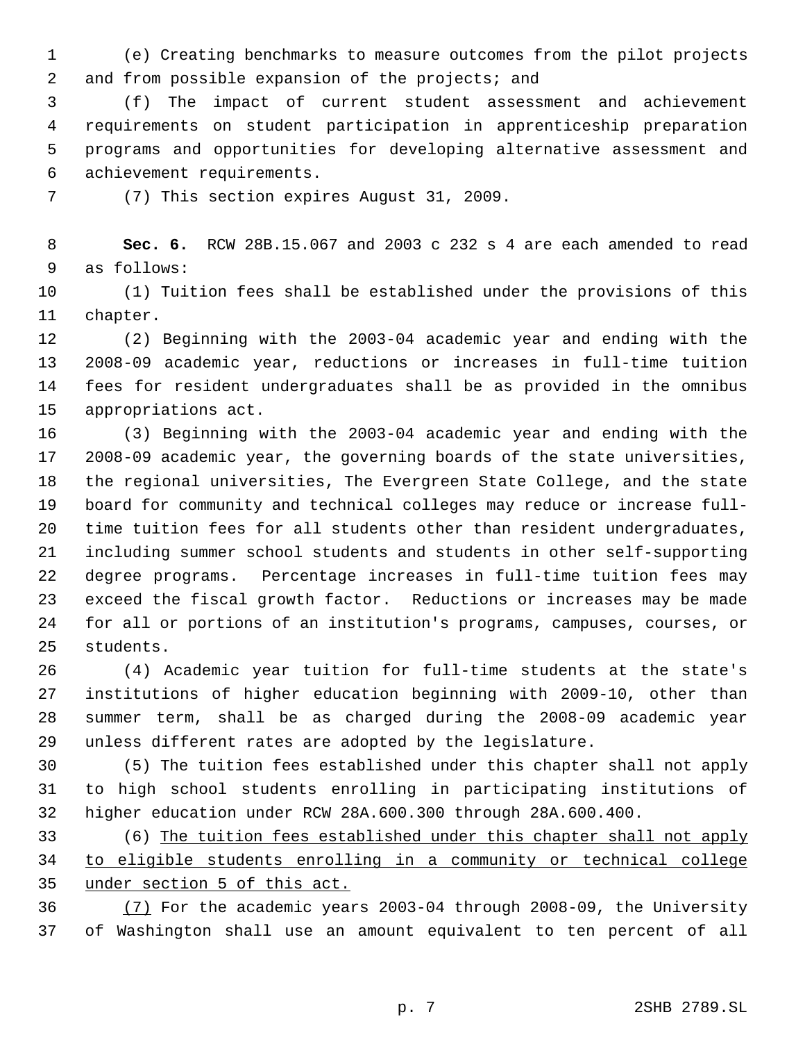(e) Creating benchmarks to measure outcomes from the pilot projects and from possible expansion of the projects; and

(f) The impact of current student assessment and achievement requirements on student participation in apprenticeship preparation programs and opportunities for developing alternative assessment and achievement requirements.

(7) This section expires August 31, 2009.

**Sec. 6.** RCW 28B.15.067 and 2003 c 232 s 4 are each amended to read as follows:

(1) Tuition fees shall be established under the provisions of this chapter.

(2) Beginning with the 2003-04 academic year and ending with the 2008-09 academic year, reductions or increases in full-time tuition fees for resident undergraduates shall be as provided in the omnibus appropriations act.

(3) Beginning with the 2003-04 academic year and ending with the 2008-09 academic year, the governing boards of the state universities, the regional universities, The Evergreen State College, and the state board for community and technical colleges may reduce or increase full-time tuition fees for all students other than resident undergraduates, including summer school students and students in other self-supporting degree programs. Percentage increases in full-time tuition fees may exceed the fiscal growth factor. Reductions or increases may be made for all or portions of an institution's programs, campuses, courses, or students.

(4) Academic year tuition for full-time students at the state's institutions of higher education beginning with 2009-10, other than summer term, shall be as charged during the 2008-09 academic year unless different rates are adopted by the legislature.

(5) The tuition fees established under this chapter shall not apply to high school students enrolling in participating institutions of higher education under RCW 28A.600.300 through 28A.600.400.

(6) <u>The tuition fees established under this chapter shall not apply to eligible students enrolling in a community or technical college under section 5 of this act.</u>

<u>(7)</u> For the academic years 2003-04 through 2008-09, the University of Washington shall use an amount equivalent to ten percent of all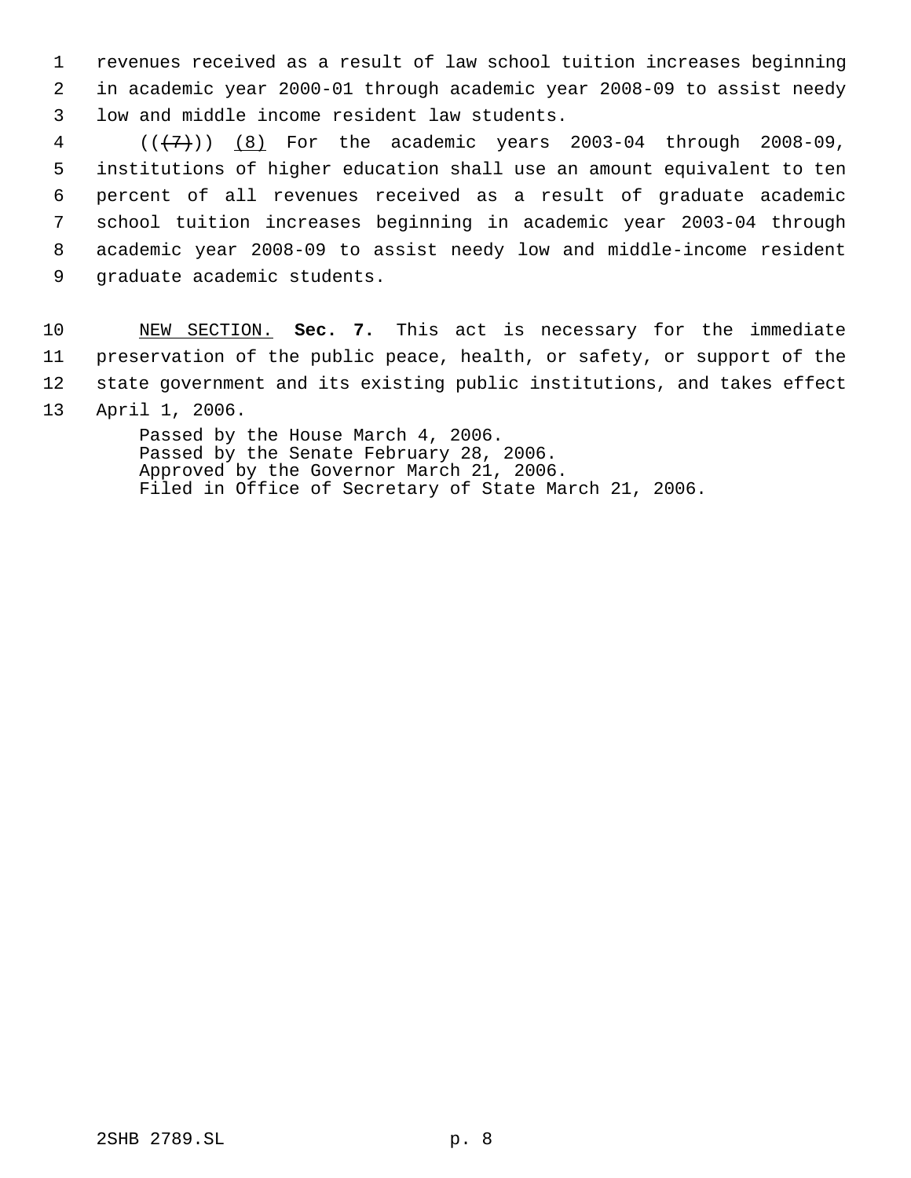revenues received as a result of law school tuition increases beginning in academic year 2000-01 through academic year 2008-09 to assist needy low and middle income resident law students.

(((7))) (8) For the academic years 2003-04 through 2008-09, institutions of higher education shall use an amount equivalent to ten percent of all revenues received as a result of graduate academic school tuition increases beginning in academic year 2003-04 through academic year 2008-09 to assist needy low and middle-income resident graduate academic students.

NEW SECTION. **Sec. 7.** This act is necessary for the immediate preservation of the public peace, health, or safety, or support of the state government and its existing public institutions, and takes effect April 1, 2006.

Passed by the House March 4, 2006.
Passed by the Senate February 28, 2006.
Approved by the Governor March 21, 2006.
Filed in Office of Secretary of State March 21, 2006.